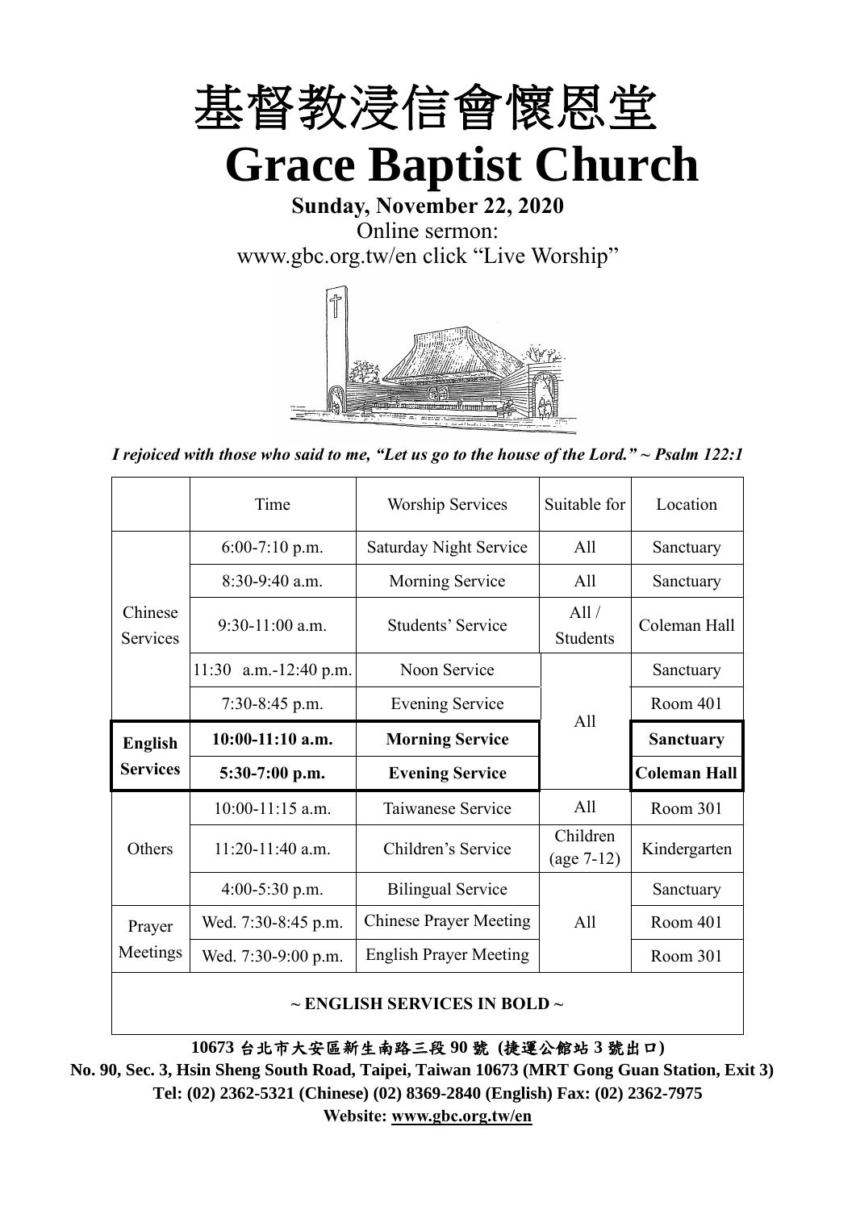# 基督教浸信會懷恩堂

# Grace Baptist Church

**Sunday, November 22, 2020**

Online sermon:

www.gbc.org.tw/en click "Live Worship"

*I rejoiced with those who said to me, "Let us go to the house of the Lord." ~ Psalm 122:1*

| | Time | Worship Services | Suitable for | Location |
|---|---|---|---|---|
| Chinese Services | 6:00-7:10 p.m. | Saturday Night Service | All | Sanctuary |
| | 8:30-9:40 a.m. | Morning Service | All | Sanctuary |
| | 9:30-11:00 a.m. | Students' Service | All / Students | Coleman Hall |
| | 11:30 a.m.-12:40 p.m. | Noon Service | All | Sanctuary |
| | 7:30-8:45 p.m. | Evening Service | All | Room 401 |
| **English Services** | **10:00-11:10 a.m.** | **Morning Service** | All | **Sanctuary** |
| | **5:30-7:00 p.m.** | **Evening Service** | All | **Coleman Hall** |
| Others | 10:00-11:15 a.m. | Taiwanese Service | All | Room 301 |
| | 11:20-11:40 a.m. | Children's Service | Children (age 7-12) | Kindergarten |
| | 4:00-5:30 p.m. | Bilingual Service | All | Sanctuary |
| Prayer Meetings | Wed. 7:30-8:45 p.m. | Chinese Prayer Meeting | All | Room 401 |
| | Wed. 7:30-9:00 p.m. | English Prayer Meeting | All | Room 301 |

**~ ENGLISH SERVICES IN BOLD ~**

**10673 台北市大安區新生南路三段 90 號 (捷運公館站 3 號出口)**

**No. 90, Sec. 3, Hsin Sheng South Road, Taipei, Taiwan 10673 (MRT Gong Guan Station, Exit 3)**

**Tel: (02) 2362-5321 (Chinese) (02) 8369-2840 (English) Fax: (02) 2362-7975**

**Website: www.gbc.org.tw/en**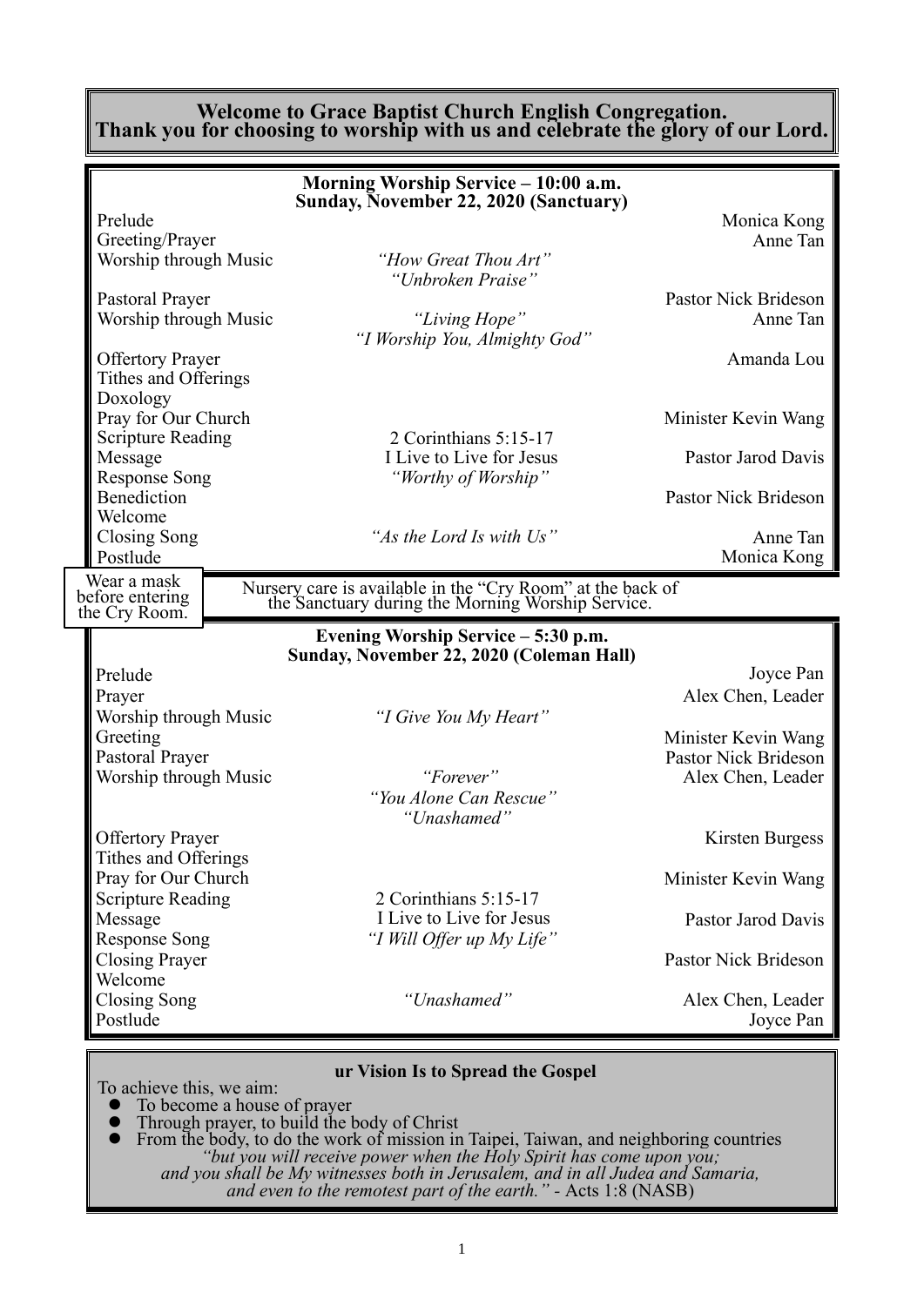**Welcome to Grace Baptist Church English Congregation.**
**Thank you for choosing to worship with us and celebrate the glory of our Lord.**

## Morning Worship Service – 10:00 a.m.
### Sunday, November 22, 2020 (Sanctuary)

| | | |
|---|---|---|
| Prelude | | Monica Kong |
| Greeting/Prayer | | Anne Tan |
| Worship through Music | *"How Great Thou Art"* *"Unbroken Praise"* | |
| Pastoral Prayer | | Pastor Nick Brideson |
| Worship through Music | *"Living Hope"* *"I Worship You, Almighty God"* | Anne Tan |
| Offertory Prayer | | Amanda Lou |
| Tithes and Offerings | | |
| Doxology | | |
| Pray for Our Church | | Minister Kevin Wang |
| Scripture Reading | 2 Corinthians 5:15-17 | |
| Message | I Live to Live for Jesus | Pastor Jarod Davis |
| Response Song | *"Worthy of Worship"* | |
| Benediction | | Pastor Nick Brideson |
| Welcome | | |
| Closing Song | *"As the Lord Is with Us"* | Anne Tan |
| Postlude | | Monica Kong |

Wear a mask before entering the Cry Room.

Nursery care is available in the "Cry Room" at the back of the Sanctuary during the Morning Worship Service.

## Evening Worship Service – 5:30 p.m.
### Sunday, November 22, 2020 (Coleman Hall)

| | | |
|---|---|---|
| Prelude | | Joyce Pan |
| Prayer | | Alex Chen, Leader |
| Worship through Music | *"I Give You My Heart"* | |
| Greeting | | Minister Kevin Wang |
| Pastoral Prayer | | Pastor Nick Brideson |
| Worship through Music | *"Forever"* *"You Alone Can Rescue"* *"Unashamed"* | Alex Chen, Leader |
| Offertory Prayer | | Kirsten Burgess |
| Tithes and Offerings | | |
| Pray for Our Church | | Minister Kevin Wang |
| Scripture Reading | 2 Corinthians 5:15-17 | |
| Message | I Live to Live for Jesus | Pastor Jarod Davis |
| Response Song | *"I Will Offer up My Life"* | |
| Closing Prayer | | Pastor Nick Brideson |
| Welcome | | |
| Closing Song | *"Unashamed"* | Alex Chen, Leader |
| Postlude | | Joyce Pan |

**ur Vision Is to Spread the Gospel**

To achieve this, we aim:

- To become a house of prayer
- Through prayer, to build the body of Christ
- From the body, to do the work of mission in Taipei, Taiwan, and neighboring countries

*"but you will receive power when the Holy Spirit has come upon you; and you shall be My witnesses both in Jerusalem, and in all Judea and Samaria, and even to the remotest part of the earth."* - Acts 1:8 (NASB)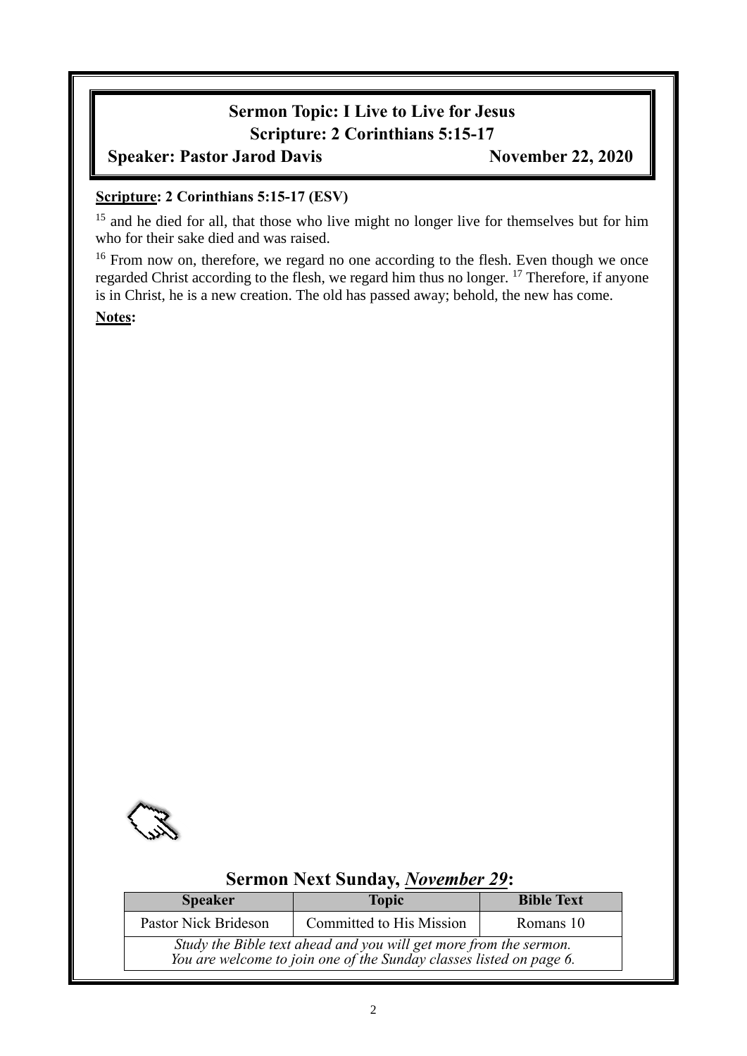# Sermon Topic: I Live to Live for Jesus

**Scripture: 2 Corinthians 5:15-17**

**Speaker: Pastor Jarod Davis** **November 22, 2020**

**Scripture: 2 Corinthians 5:15-17 (ESV)**

[15] and he died for all, that those who live might no longer live for themselves but for him who for their sake died and was raised.

[16] From now on, therefore, we regard no one according to the flesh. Even though we once regarded Christ according to the flesh, we regard him thus no longer. [17] Therefore, if anyone is in Christ, he is a new creation. The old has passed away; behold, the new has come.

**Notes:**

## Sermon Next Sunday, *November 29*:

| Speaker | Topic | Bible Text |
| --- | --- | --- |
| Pastor Nick Brideson | Committed to His Mission | Romans 10 |
| *Study the Bible text ahead and you will get more from the sermon. You are welcome to join one of the Sunday classes listed on page 6.* | | |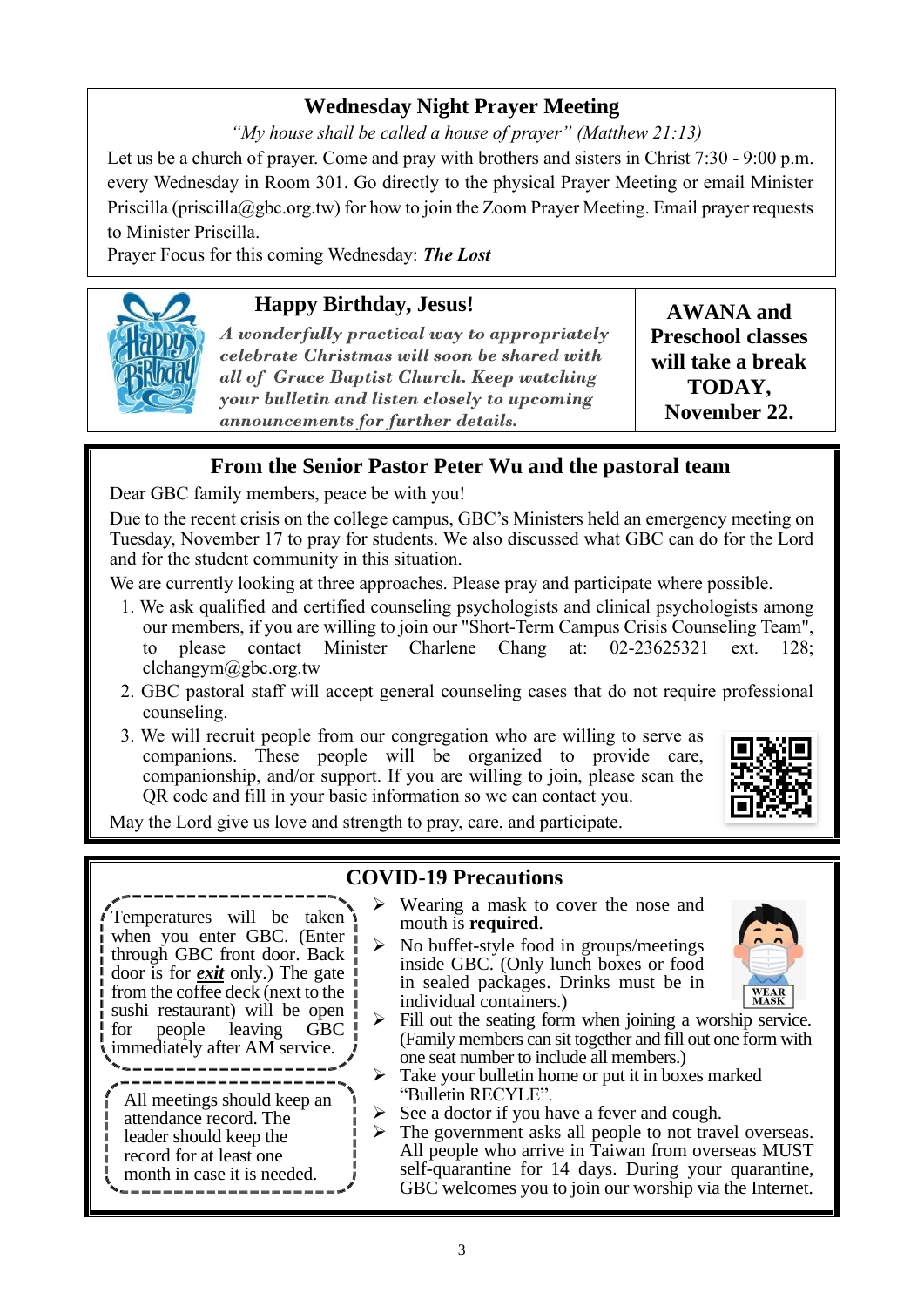## Wednesday Night Prayer Meeting

*"My house shall be called a house of prayer" (Matthew 21:13)*

Let us be a church of prayer. Come and pray with brothers and sisters in Christ 7:30 - 9:00 p.m. every Wednesday in Room 301. Go directly to the physical Prayer Meeting or email Minister Priscilla (priscilla@gbc.org.tw) for how to join the Zoom Prayer Meeting. Email prayer requests to Minister Priscilla.

Prayer Focus for this coming Wednesday: ***The Lost***

## Happy Birthday, Jesus!

***A wonderfully practical way to appropriately celebrate Christmas will soon be shared with all of Grace Baptist Church. Keep watching your bulletin and listen closely to upcoming announcements for further details.***

**AWANA and Preschool classes will take a break TODAY, November 22.**

## From the Senior Pastor Peter Wu and the pastoral team

Dear GBC family members, peace be with you!

Due to the recent crisis on the college campus, GBC's Ministers held an emergency meeting on Tuesday, November 17 to pray for students. We also discussed what GBC can do for the Lord and for the student community in this situation.

We are currently looking at three approaches. Please pray and participate where possible.

1. We ask qualified and certified counseling psychologists and clinical psychologists among our members, if you are willing to join our "Short-Term Campus Crisis Counseling Team", to please contact Minister Charlene Chang at: 02-23625321 ext. 128; clchangym@gbc.org.tw
2. GBC pastoral staff will accept general counseling cases that do not require professional counseling.
3. We will recruit people from our congregation who are willing to serve as companions. These people will be organized to provide care, companionship, and/or support. If you are willing to join, please scan the QR code and fill in your basic information so we can contact you.

May the Lord give us love and strength to pray, care, and participate.

## COVID-19 Precautions

Temperatures will be taken when you enter GBC. (Enter through GBC front door. Back door is for ***exit*** only.) The gate from the coffee deck (next to the sushi restaurant) will be open for people leaving GBC immediately after AM service.

All meetings should keep an attendance record. The leader should keep the record for at least one month in case it is needed.

- Wearing a mask to cover the nose and mouth is **required**.
- No buffet-style food in groups/meetings inside GBC. (Only lunch boxes or food in sealed packages. Drinks must be in individual containers.)
- Fill out the seating form when joining a worship service. (Family members can sit together and fill out one form with one seat number to include all members.)
- Take your bulletin home or put it in boxes marked "Bulletin RECYLE".
- See a doctor if you have a fever and cough.
- The government asks all people to not travel overseas. All people who arrive in Taiwan from overseas MUST self-quarantine for 14 days. During your quarantine, GBC welcomes you to join our worship via the Internet.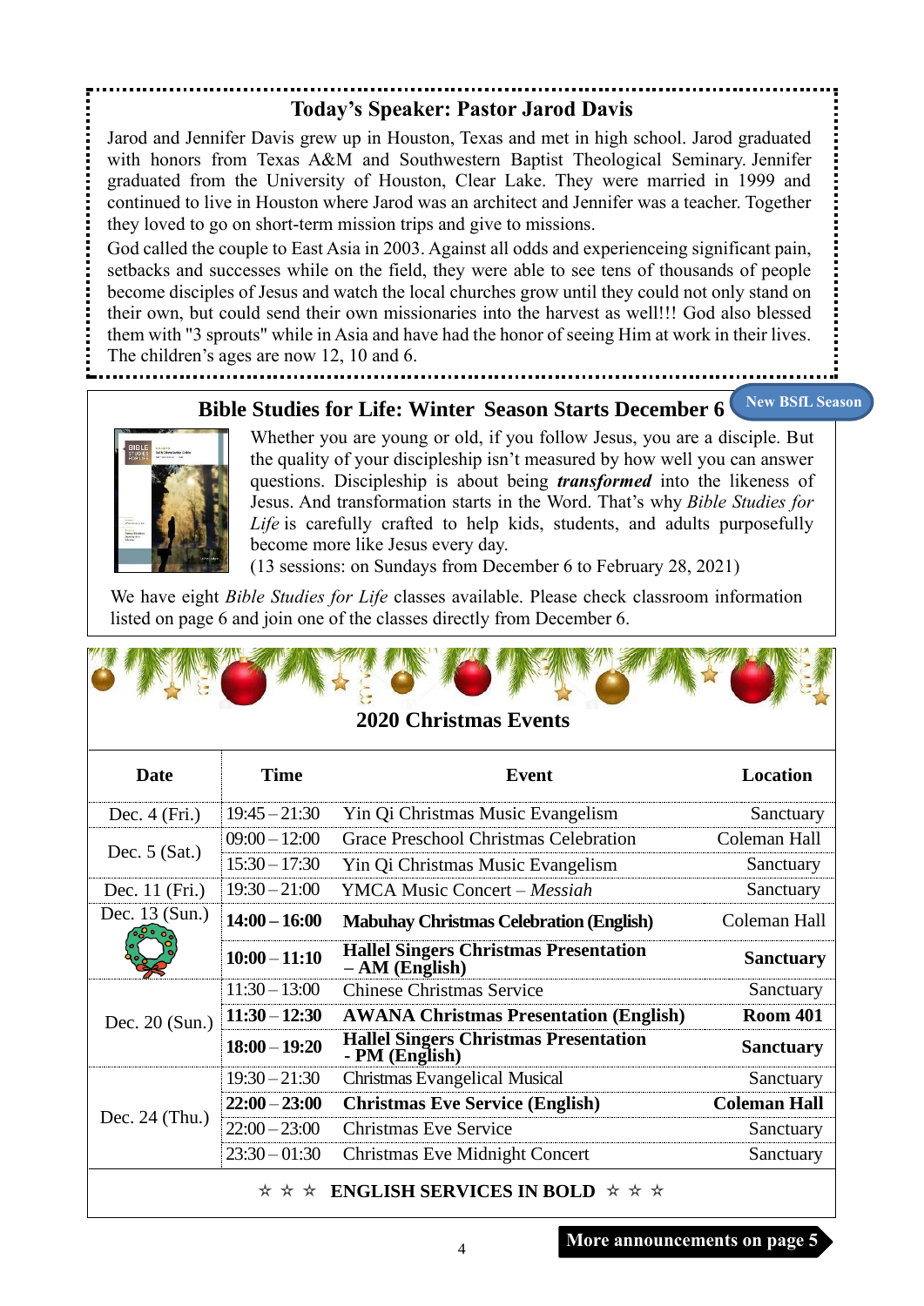## Today's Speaker: Pastor Jarod Davis

Jarod and Jennifer Davis grew up in Houston, Texas and met in high school. Jarod graduated with honors from Texas A&M and Southwestern Baptist Theological Seminary. Jennifer graduated from the University of Houston, Clear Lake. They were married in 1999 and continued to live in Houston where Jarod was an architect and Jennifer was a teacher. Together they loved to go on short-term mission trips and give to missions.

God called the couple to East Asia in 2003. Against all odds and experienceing significant pain, setbacks and successes while on the field, they were able to see tens of thousands of people become disciples of Jesus and watch the local churches grow until they could not only stand on their own, but could send their own missionaries into the harvest as well!!! God also blessed them with "3 sprouts" while in Asia and have had the honor of seeing Him at work in their lives. The children's ages are now 12, 10 and 6.

## Bible Studies for Life: Winter Season Starts December 6

**New BSfL Season**

Whether you are young or old, if you follow Jesus, you are a disciple. But the quality of your discipleship isn't measured by how well you can answer questions. Discipleship is about being ***transformed*** into the likeness of Jesus. And transformation starts in the Word. That's why *Bible Studies for Life* is carefully crafted to help kids, students, and adults purposefully become more like Jesus every day.
(13 sessions: on Sundays from December 6 to February 28, 2021)

We have eight *Bible Studies for Life* classes available. Please check classroom information listed on page 6 and join one of the classes directly from December 6.

## 2020 Christmas Events

| Date | Time | Event | Location |
|---|---|---|---|
| Dec. 4 (Fri.) | 19:45 – 21:30 | Yin Qi Christmas Music Evangelism | Sanctuary |
| Dec. 5 (Sat.) | 09:00 – 12:00 | Grace Preschool Christmas Celebration | Coleman Hall |
| | 15:30 – 17:30 | Yin Qi Christmas Music Evangelism | Sanctuary |
| Dec. 11 (Fri.) | 19:30 – 21:00 | YMCA Music Concert – *Messiah* | Sanctuary |
| Dec. 13 (Sun.) | **14:00 – 16:00** | **Mabuhay Christmas Celebration (English)** | Coleman Hall |
| Dec. 20 (Sun.) | **10:00 – 11:10** | **Hallel Singers Christmas Presentation – AM (English)** | **Sanctuary** |
| | 11:30 – 13:00 | Chinese Christmas Service | Sanctuary |
| | **11:30 – 12:30** | **AWANA Christmas Presentation (English)** | **Room 401** |
| | **18:00 – 19:20** | **Hallel Singers Christmas Presentation - PM (English)** | **Sanctuary** |
| Dec. 24 (Thu.) | 19:30 – 21:30 | Christmas Evangelical Musical | Sanctuary |
| | **22:00 – 23:00** | **Christmas Eve Service (English)** | **Coleman Hall** |
| | 22:00 – 23:00 | Christmas Eve Service | Sanctuary |
| | 23:30 – 01:30 | Christmas Eve Midnight Concert | Sanctuary |

☆ ☆ ☆ **ENGLISH SERVICES IN BOLD** ☆ ☆ ☆

**More announcements on page 5**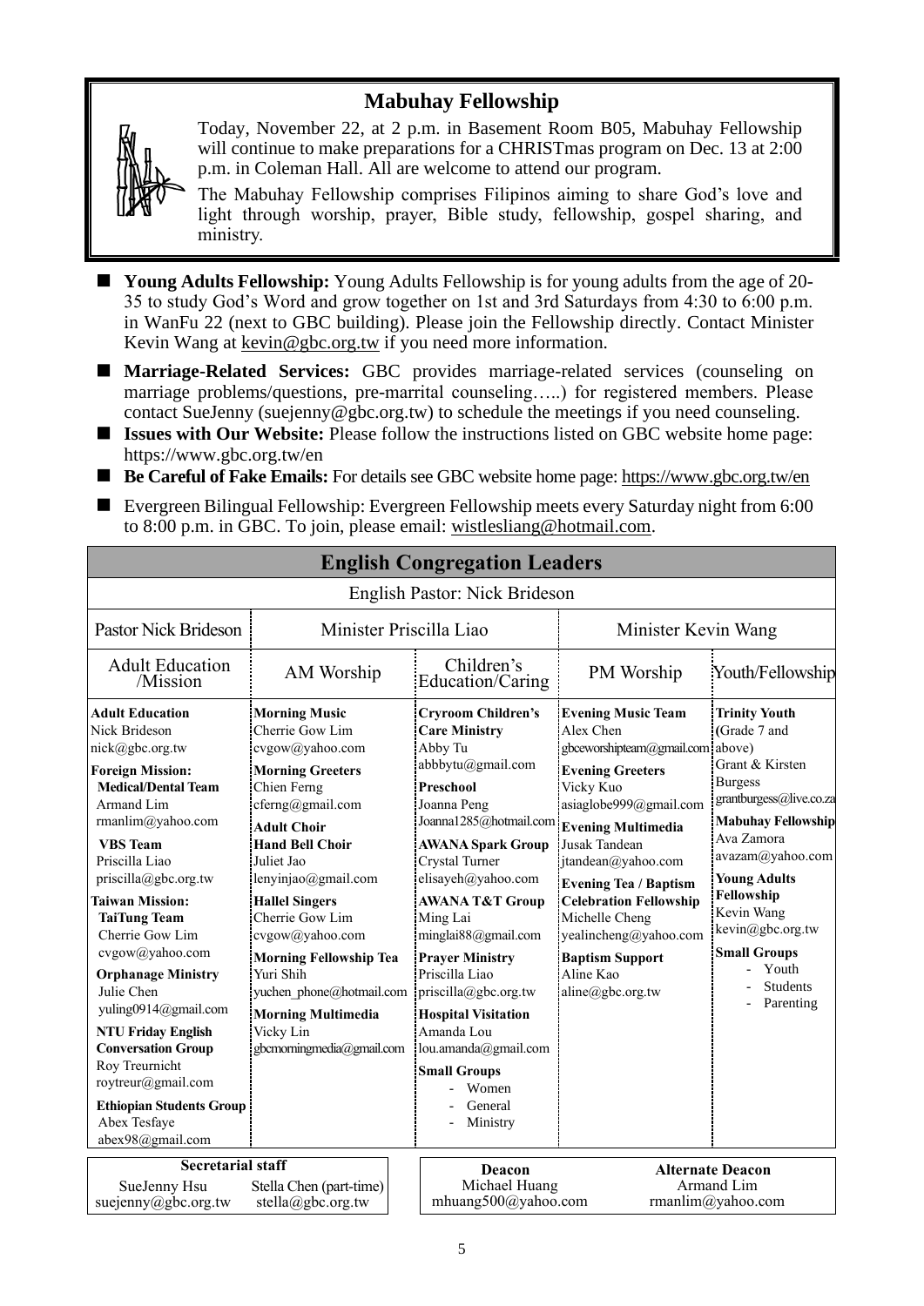## Mabuhay Fellowship

Today, November 22, at 2 p.m. in Basement Room B05, Mabuhay Fellowship will continue to make preparations for a CHRISTmas program on Dec. 13 at 2:00 p.m. in Coleman Hall. All are welcome to attend our program.

The Mabuhay Fellowship comprises Filipinos aiming to share God's love and light through worship, prayer, Bible study, fellowship, gospel sharing, and ministry.

- **Young Adults Fellowship:** Young Adults Fellowship is for young adults from the age of 20-35 to study God's Word and grow together on 1st and 3rd Saturdays from 4:30 to 6:00 p.m. in WanFu 22 (next to GBC building). Please join the Fellowship directly. Contact Minister Kevin Wang at kevin@gbc.org.tw if you need more information.
- **Marriage-Related Services:** GBC provides marriage-related services (counseling on marriage problems/questions, pre-marrital counseling…..) for registered members. Please contact SueJenny (suejenny@gbc.org.tw) to schedule the meetings if you need counseling.
- **Issues with Our Website:** Please follow the instructions listed on GBC website home page: https://www.gbc.org.tw/en
- **Be Careful of Fake Emails:** For details see GBC website home page: https://www.gbc.org.tw/en
- Evergreen Bilingual Fellowship: Evergreen Fellowship meets every Saturday night from 6:00 to 8:00 p.m. in GBC. To join, please email: wistlesliang@hotmail.com.

## English Congregation Leaders

English Pastor: Nick Brideson

| Pastor Nick Brideson | Minister Priscilla Liao | | Minister Kevin Wang | |
|---|---|---|---|---|
| Adult Education /Mission | AM Worship | Children's Education/Caring | PM Worship | Youth/Fellowship |
| **Adult Education**<br>Nick Brideson<br>nick@gbc.org.tw<br>**Foreign Mission:**<br>**Medical/Dental Team**<br>Armand Lim<br>rmanlim@yahoo.com<br>**VBS Team**<br>Priscilla Liao<br>priscilla@gbc.org.tw<br>**Taiwan Mission:**<br>**TaiTung Team**<br>Cherrie Gow Lim<br>cvgow@yahoo.com<br>**Orphanage Ministry**<br>Julie Chen<br>yuling0914@gmail.com<br>**NTU Friday English Conversation Group**<br>Roy Treurnicht<br>roytreur@gmail.com<br>**Ethiopian Students Group**<br>Abex Tesfaye<br>abex98@gmail.com | **Morning Music**<br>Cherrie Gow Lim<br>cvgow@yahoo.com<br>**Morning Greeters**<br>Chien Ferng<br>cferng@gmail.com<br>**Adult Choir**<br>**Hand Bell Choir**<br>Juliet Jao<br>lenyinjao@gmail.com<br>**Hallel Singers**<br>Cherrie Gow Lim<br>cvgow@yahoo.com<br>**Morning Fellowship Tea**<br>Yuri Shih<br>yuchen_phone@hotmail.com<br>**Morning Multimedia**<br>Vicky Lin<br>gbcmorningmedia@gmail.com | **Cryroom Children's Care Ministry**<br>Abby Tu<br>abbbytu@gmail.com<br>**Preschool**<br>Joanna Peng<br>Joanna1285@hotmail.com<br>**AWANA Spark Group**<br>Crystal Turner<br>elisayeh@yahoo.com<br>**AWANA T&T Group**<br>Ming Lai<br>minglai88@gmail.com<br>**Prayer Ministry**<br>Priscilla Liao<br>priscilla@gbc.org.tw<br>**Hospital Visitation**<br>Amanda Lou<br>lou.amanda@gmail.com<br>**Small Groups**<br>- Women<br>- General<br>- Ministry | **Evening Music Team**<br>Alex Chen<br>gbceworshipteam@gmail.com<br>**Evening Greeters**<br>Vicky Kuo<br>asiaglobe999@gmail.com<br>**Evening Multimedia**<br>Jusak Tandean<br>jtandean@yahoo.com<br>**Evening Tea / Baptism Celebration Fellowship**<br>Michelle Cheng<br>yealincheng@yahoo.com<br>**Baptism Support**<br>Aline Kao<br>aline@gbc.org.tw | **Trinity Youth** (Grade 7 and above)<br>Grant & Kirsten Burgess<br>grantburgess@live.co.za<br>**Mabuhay Fellowship**<br>Ava Zamora<br>avazam@yahoo.com<br>**Young Adults Fellowship**<br>Kevin Wang<br>kevin@gbc.org.tw<br>**Small Groups**<br>- Youth<br>- Students<br>- Parenting |

| Secretarial staff | |
|---|---|
| SueJenny Hsu<br>suejenny@gbc.org.tw | Stella Chen (part-time)<br>stella@gbc.org.tw |

| Deacon | Alternate Deacon |
|---|---|
| Michael Huang<br>mhuang500@yahoo.com | Armand Lim<br>rmanlim@yahoo.com |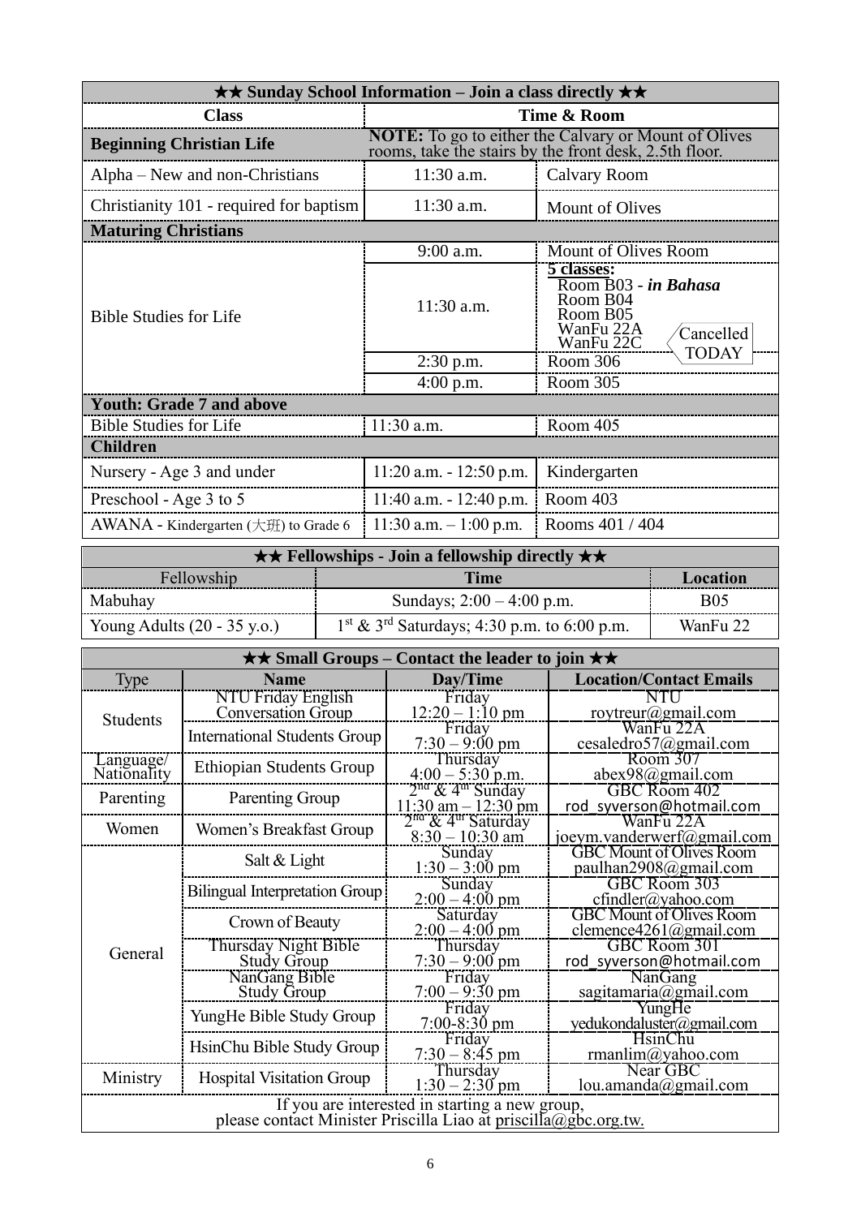| ★★ Sunday School Information – Join a class directly ★★ | | |
|---|---|---|
| **Class** | **Time & Room** | |
| **Beginning Christian Life** | **NOTE:** To go to either the Calvary or Mount of Olives rooms, take the stairs by the front desk, 2.5th floor. | |
| Alpha – New and non-Christians | 11:30 a.m. | Calvary Room |
| Christianity 101 - required for baptism | 11:30 a.m. | Mount of Olives |
| **Maturing Christians** | | |
| Bible Studies for Life | 9:00 a.m. | Mount of Olives Room |
| | 11:30 a.m. | **5 classes:** Room B03 - ***in Bahasa*** Room B04 Room B05 WanFu 22A WanFu 22C (Cancelled TODAY) |
| | 2:30 p.m. | Room 306 |
| | 4:00 p.m. | Room 305 |
| **Youth: Grade 7 and above** | | |
| Bible Studies for Life | 11:30 a.m. | Room 405 |
| **Children** | | |
| Nursery - Age 3 and under | 11:20 a.m. - 12:50 p.m. | Kindergarten |
| Preschool - Age 3 to 5 | 11:40 a.m. - 12:40 p.m. | Room 403 |
| AWANA - Kindergarten (大班) to Grade 6 | 11:30 a.m. – 1:00 p.m. | Rooms 401 / 404 |

| ★★ Fellowships - Join a fellowship directly ★★ | | |
|---|---|---|
| Fellowship | **Time** | **Location** |
| Mabuhay | Sundays; 2:00 – 4:00 p.m. | B05 |
| Young Adults (20 - 35 y.o.) | 1st & 3rd Saturdays; 4:30 p.m. to 6:00 p.m. | WanFu 22 |

| ★★ Small Groups – Contact the leader to join ★★ | | | |
|---|---|---|---|
| Type | **Name** | **Day/Time** | **Location/Contact Emails** |
| Students | NTU Friday English Conversation Group | Friday 12:20 – 1:10 pm | NTU roytreur@gmail.com |
| | International Students Group | Friday 7:30 – 9:00 pm | WanFu 22A cesaledro57@gmail.com |
| Language/ Nationality | Ethiopian Students Group | Thursday 4:00 – 5:30 p.m. | Room 307 abex98@gmail.com |
| Parenting | Parenting Group | 2nd & 4th Sunday 11:30 am – 12:30 pm | GBC Room 402 rod_syverson@hotmail.com |
| Women | Women's Breakfast Group | 2nd & 4th Saturday 8:30 – 10:30 am | WanFu 22A joeym.vanderwerf@gmail.com |
| General | Salt & Light | Sunday 1:30 – 3:00 pm | GBC Mount of Olives Room paulhan2908@gmail.com |
| | Bilingual Interpretation Group | Sunday 2:00 – 4:00 pm | GBC Room 303 cfindler@yahoo.com |
| | Crown of Beauty | Saturday 2:00 – 4:00 pm | GBC Mount of Olives Room clemence4261@gmail.com |
| | Thursday Night Bible Study Group | Thursday 7:30 – 9:00 pm | GBC Room 301 rod_syverson@hotmail.com |
| | NanGang Bible Study Group | Friday 7:00 – 9:30 pm | NanGang sagitamaria@gmail.com |
| | YungHe Bible Study Group | Friday 7:00-8:30 pm | YungHe yedukondaluster@gmail.com |
| | HsinChu Bible Study Group | Friday 7:30 – 8:45 pm | HsinChu rmanlim@yahoo.com |
| Ministry | Hospital Visitation Group | Thursday 1:30 – 2:30 pm | Near GBC lou.amanda@gmail.com |
| If you are interested in starting a new group, please contact Minister Priscilla Liao at priscilla@gbc.org.tw. | | | |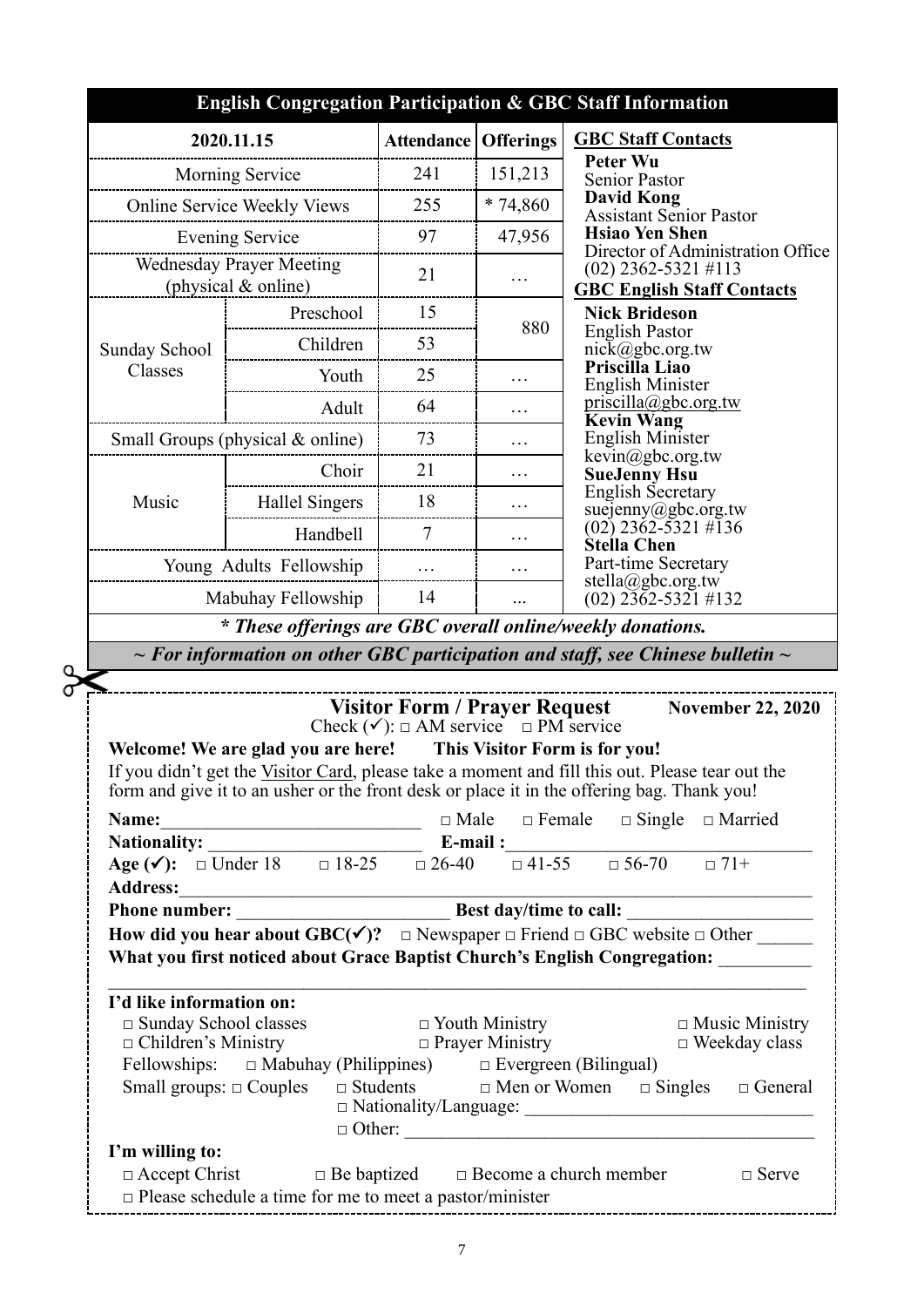## English Congregation Participation & GBC Staff Information

| 2020.11.15 | | Attendance | Offerings |
|---|---|---|---|
| Morning Service | | 241 | 151,213 |
| Online Service Weekly Views | | 255 | * 74,860 |
| Evening Service | | 97 | 47,956 |
| Wednesday Prayer Meeting (physical & online) | | 21 | … |
| Sunday School Classes | Preschool | 15 | 880 |
| | Children | 53 | |
| | Youth | 25 | … |
| | Adult | 64 | … |
| Small Groups (physical & online) | | 73 | … |
| Music | Choir | 21 | … |
| | Hallel Singers | 18 | … |
| | Handbell | 7 | … |
| Young Adults Fellowship | | … | … |
| Mabuhay Fellowship | | 14 | ... |

**GBC Staff Contacts**

**Peter Wu**
Senior Pastor
**David Kong**
Assistant Senior Pastor
**Hsiao Yen Shen**
Director of Administration Office
(02) 2362-5321 #113

**GBC English Staff Contacts**

**Nick Brideson**
English Pastor
nick@gbc.org.tw
**Priscilla Liao**
English Minister
priscilla@gbc.org.tw
**Kevin Wang**
English Minister
kevin@gbc.org.tw
**SueJenny Hsu**
English Secretary
suejenny@gbc.org.tw
(02) 2362-5321 #136
**Stella Chen**
Part-time Secretary
stella@gbc.org.tw
(02) 2362-5321 #132

***\* These offerings are GBC overall online/weekly donations.***

***~ For information on other GBC participation and staff, see Chinese bulletin ~***

---

## Visitor Form / Prayer Request

**November 22, 2020**

Check (✓): □ AM service □ PM service

**Welcome! We are glad you are here! This Visitor Form is for you!**

If you didn't get the Visitor Card, please take a moment and fill this out. Please tear out the form and give it to an usher or the front desk or place it in the offering bag. Thank you!

**Name:**_____________________________ □ Male □ Female □ Single □ Married

**Nationality:** ________________________ **E-mail :**_________________________________

**Age (✓):** □ Under 18 □ 18-25 □ 26-40 □ 41-55 □ 56-70 □ 71+

**Address:**_________________________________________________________________

**Phone number:** ________________________ **Best day/time to call:** ____________________

**How did you hear about GBC(✓)?** □ Newspaper □ Friend □ GBC website □ Other ______

**What you first noticed about Grace Baptist Church's English Congregation:** __________

_____________________________________________________________________________

**I'd like information on:**

□ Sunday School classes □ Youth Ministry □ Music Ministry
□ Children's Ministry □ Prayer Ministry □ Weekday class
Fellowships: □ Mabuhay (Philippines) □ Evergreen (Bilingual)
Small groups: □ Couples □ Students □ Men or Women □ Singles □ General
□ Nationality/Language: _______________________________
□ Other: ____________________________________________

**I'm willing to:**

□ Accept Christ □ Be baptized □ Become a church member □ Serve
□ Please schedule a time for me to meet a pastor/minister